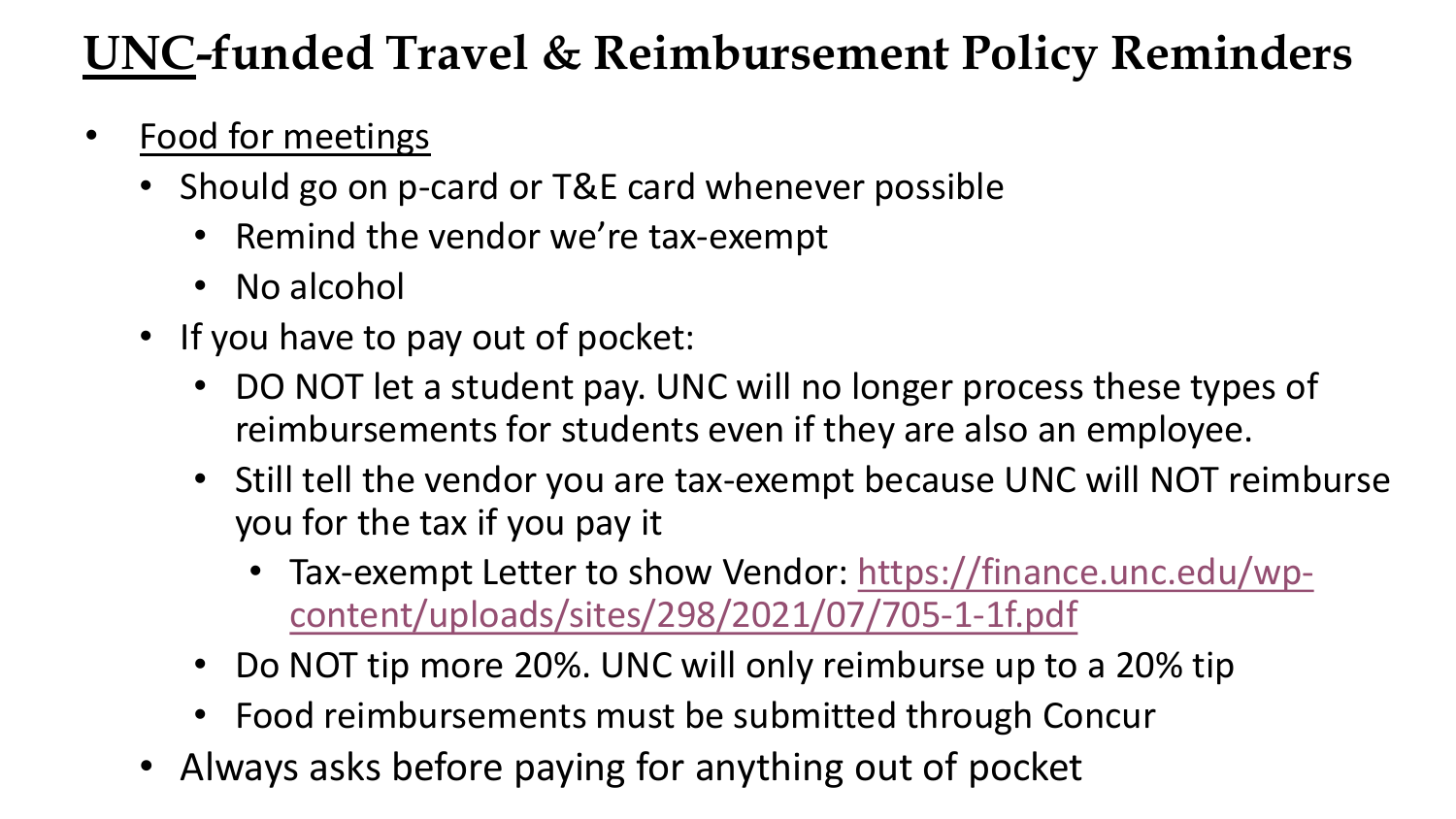# UNC-funded Travel & Reimbursement Policy Reminders

- Food for meetings
  - Should go on p-card or T&E card whenever possible
    - Remind the vendor we're tax-exempt
    - No alcohol
  - If you have to pay out of pocket:
    - DO NOT let a student pay. UNC will no longer process these types of reimbursements for students even if they are also an employee.
    - Still tell the vendor you are tax-exempt because UNC will NOT reimburse you for the tax if you pay it
      - Tax-exempt Letter to show Vendor: [https://finance.unc.edu/wp-content/uploads/sites/298/2021/07/705-1-1f.pdf](https://finance.unc.edu/wp-content/uploads/sites/298/2021/07/705-1-1f.pdf)
    - Do NOT tip more 20%. UNC will only reimburse up to a 20% tip
    - Food reimbursements must be submitted through Concur
  - Always asks before paying for anything out of pocket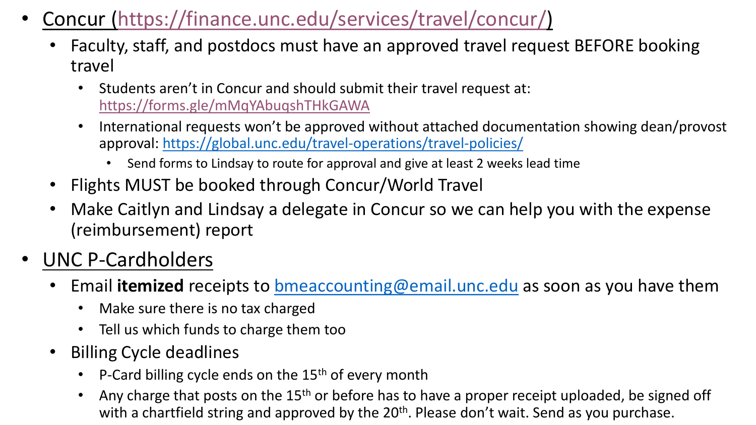- Concur (https://finance.unc.edu/services/travel/concur/)
  - Faculty, staff, and postdocs must have an approved travel request BEFORE booking travel
    - Students aren't in Concur and should submit their travel request at: https://forms.gle/mMqYAbuqshTHkGAWA
    - International requests won't be approved without attached documentation showing dean/provost approval: https://global.unc.edu/travel-operations/travel-policies/
      - Send forms to Lindsay to route for approval and give at least 2 weeks lead time
  - Flights MUST be booked through Concur/World Travel
  - Make Caitlyn and Lindsay a delegate in Concur so we can help you with the expense (reimbursement) report
- UNC P-Cardholders
  - Email **itemized** receipts to bmeaccounting@email.unc.edu as soon as you have them
    - Make sure there is no tax charged
    - Tell us which funds to charge them too
  - Billing Cycle deadlines
    - P-Card billing cycle ends on the 15th of every month
    - Any charge that posts on the 15th or before has to have a proper receipt uploaded, be signed off with a chartfield string and approved by the 20th. Please don't wait. Send as you purchase.